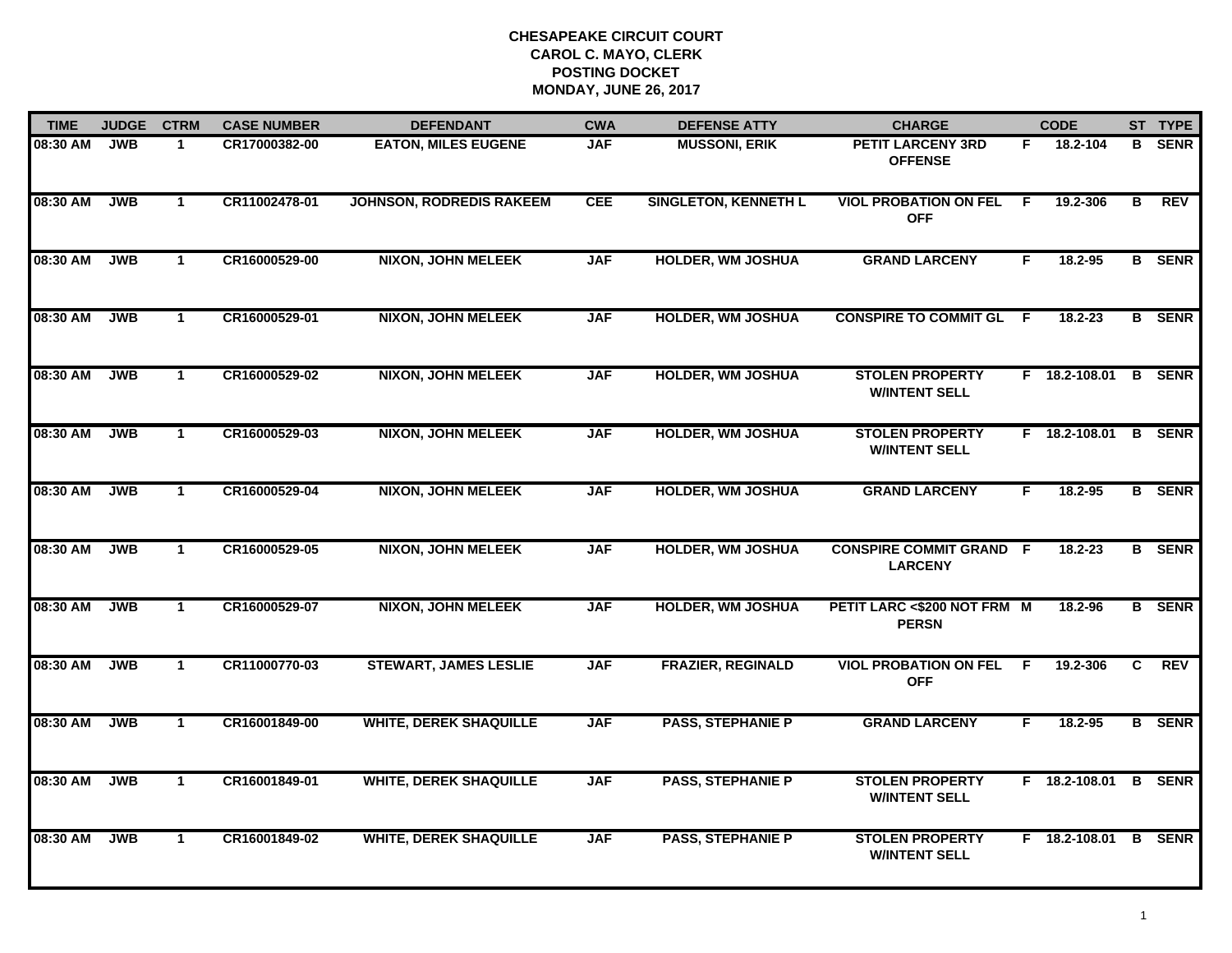**CHESAPEAKE CIRCUIT COURT**
**CAROL C. MAYO, CLERK**
**POSTING DOCKET**
**MONDAY, JUNE 26, 2017**

| TIME | JUDGE | CTRM | CASE NUMBER | DEFENDANT | CWA | DEFENSE ATTY | CHARGE | | CODE | ST | TYPE |
|---|---|---|---|---|---|---|---|---|---|---|---|
| 08:30 AM | JWB | 1 | CR17000382-00 | EATON, MILES EUGENE | JAF | MUSSONI, ERIK | PETIT LARCENY 3RD OFFENSE | F | 18.2-104 | B | SENR |
| 08:30 AM | JWB | 1 | CR11002478-01 | JOHNSON, RODREDIS RAKEEM | CEE | SINGLETON, KENNETH L | VIOL PROBATION ON FEL OFF | F | 19.2-306 | B | REV |
| 08:30 AM | JWB | 1 | CR16000529-00 | NIXON, JOHN MELEEK | JAF | HOLDER, WM JOSHUA | GRAND LARCENY | F | 18.2-95 | B | SENR |
| 08:30 AM | JWB | 1 | CR16000529-01 | NIXON, JOHN MELEEK | JAF | HOLDER, WM JOSHUA | CONSPIRE TO COMMIT GL | F | 18.2-23 | B | SENR |
| 08:30 AM | JWB | 1 | CR16000529-02 | NIXON, JOHN MELEEK | JAF | HOLDER, WM JOSHUA | STOLEN PROPERTY W/INTENT SELL | F | 18.2-108.01 | B | SENR |
| 08:30 AM | JWB | 1 | CR16000529-03 | NIXON, JOHN MELEEK | JAF | HOLDER, WM JOSHUA | STOLEN PROPERTY W/INTENT SELL | F | 18.2-108.01 | B | SENR |
| 08:30 AM | JWB | 1 | CR16000529-04 | NIXON, JOHN MELEEK | JAF | HOLDER, WM JOSHUA | GRAND LARCENY | F | 18.2-95 | B | SENR |
| 08:30 AM | JWB | 1 | CR16000529-05 | NIXON, JOHN MELEEK | JAF | HOLDER, WM JOSHUA | CONSPIRE COMMIT GRAND LARCENY | F | 18.2-23 | B | SENR |
| 08:30 AM | JWB | 1 | CR16000529-07 | NIXON, JOHN MELEEK | JAF | HOLDER, WM JOSHUA | PETIT LARC <$200 NOT FRM PERSN | M | 18.2-96 | B | SENR |
| 08:30 AM | JWB | 1 | CR11000770-03 | STEWART, JAMES LESLIE | JAF | FRAZIER, REGINALD | VIOL PROBATION ON FEL OFF | F | 19.2-306 | C | REV |
| 08:30 AM | JWB | 1 | CR16001849-00 | WHITE, DEREK SHAQUILLE | JAF | PASS, STEPHANIE P | GRAND LARCENY | F | 18.2-95 | B | SENR |
| 08:30 AM | JWB | 1 | CR16001849-01 | WHITE, DEREK SHAQUILLE | JAF | PASS, STEPHANIE P | STOLEN PROPERTY W/INTENT SELL | F | 18.2-108.01 | B | SENR |
| 08:30 AM | JWB | 1 | CR16001849-02 | WHITE, DEREK SHAQUILLE | JAF | PASS, STEPHANIE P | STOLEN PROPERTY W/INTENT SELL | F | 18.2-108.01 | B | SENR |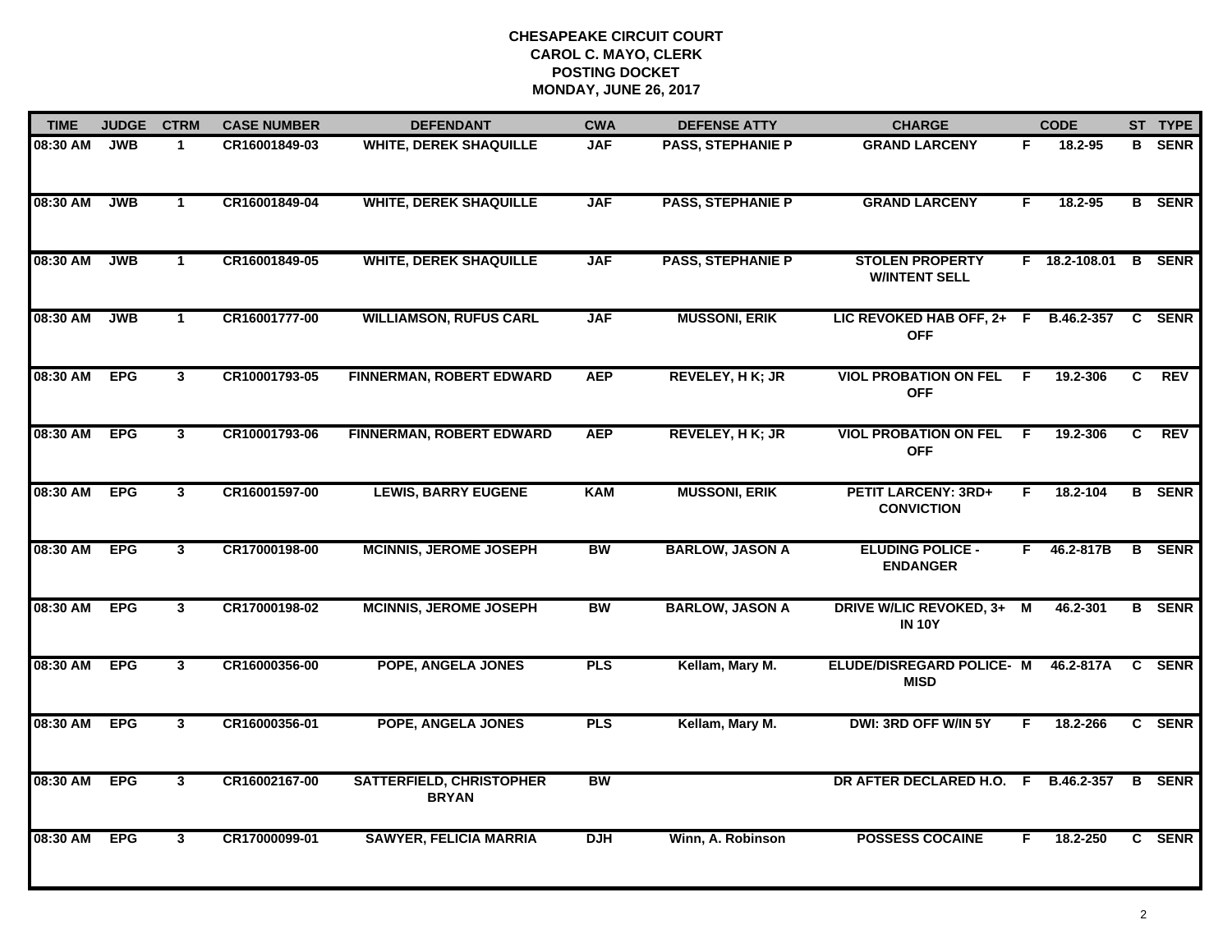# CHESAPEAKE CIRCUIT COURT
## CAROL C. MAYO, CLERK
## POSTING DOCKET
## MONDAY, JUNE 26, 2017

| TIME | JUDGE | CTRM | CASE NUMBER | DEFENDANT | CWA | DEFENSE ATTY | CHARGE | | CODE | ST | TYPE |
|---|---|---|---|---|---|---|---|---|---|---|---|
| 08:30 AM | JWB | 1 | CR16001849-03 | WHITE, DEREK SHAQUILLE | JAF | PASS, STEPHANIE P | GRAND LARCENY | F | 18.2-95 | B | SENR |
| 08:30 AM | JWB | 1 | CR16001849-04 | WHITE, DEREK SHAQUILLE | JAF | PASS, STEPHANIE P | GRAND LARCENY | F | 18.2-95 | B | SENR |
| 08:30 AM | JWB | 1 | CR16001849-05 | WHITE, DEREK SHAQUILLE | JAF | PASS, STEPHANIE P | STOLEN PROPERTY W/INTENT SELL | F | 18.2-108.01 | B | SENR |
| 08:30 AM | JWB | 1 | CR16001777-00 | WILLIAMSON, RUFUS CARL | JAF | MUSSONI, ERIK | LIC REVOKED HAB OFF, 2+ OFF | F | B.46.2-357 | C | SENR |
| 08:30 AM | EPG | 3 | CR10001793-05 | FINNERMAN, ROBERT EDWARD | AEP | REVELEY, H K; JR | VIOL PROBATION ON FEL OFF | F | 19.2-306 | C | REV |
| 08:30 AM | EPG | 3 | CR10001793-06 | FINNERMAN, ROBERT EDWARD | AEP | REVELEY, H K; JR | VIOL PROBATION ON FEL OFF | F | 19.2-306 | C | REV |
| 08:30 AM | EPG | 3 | CR16001597-00 | LEWIS, BARRY EUGENE | KAM | MUSSONI, ERIK | PETIT LARCENY: 3RD+ CONVICTION | F | 18.2-104 | B | SENR |
| 08:30 AM | EPG | 3 | CR17000198-00 | MCINNIS, JEROME JOSEPH | BW | BARLOW, JASON A | ELUDING POLICE - ENDANGER | F | 46.2-817B | B | SENR |
| 08:30 AM | EPG | 3 | CR17000198-02 | MCINNIS, JEROME JOSEPH | BW | BARLOW, JASON A | DRIVE W/LIC REVOKED, 3+ IN 10Y | M | 46.2-301 | B | SENR |
| 08:30 AM | EPG | 3 | CR16000356-00 | POPE, ANGELA JONES | PLS | Kellam, Mary M. | ELUDE/DISREGARD POLICE- MISD | M | 46.2-817A | C | SENR |
| 08:30 AM | EPG | 3 | CR16000356-01 | POPE, ANGELA JONES | PLS | Kellam, Mary M. | DWI: 3RD OFF W/IN 5Y | F | 18.2-266 | C | SENR |
| 08:30 AM | EPG | 3 | CR16002167-00 | SATTERFIELD, CHRISTOPHER BRYAN | BW | | DR AFTER DECLARED H.O. | F | B.46.2-357 | B | SENR |
| 08:30 AM | EPG | 3 | CR17000099-01 | SAWYER, FELICIA MARRIA | DJH | Winn, A. Robinson | POSSESS COCAINE | F | 18.2-250 | C | SENR |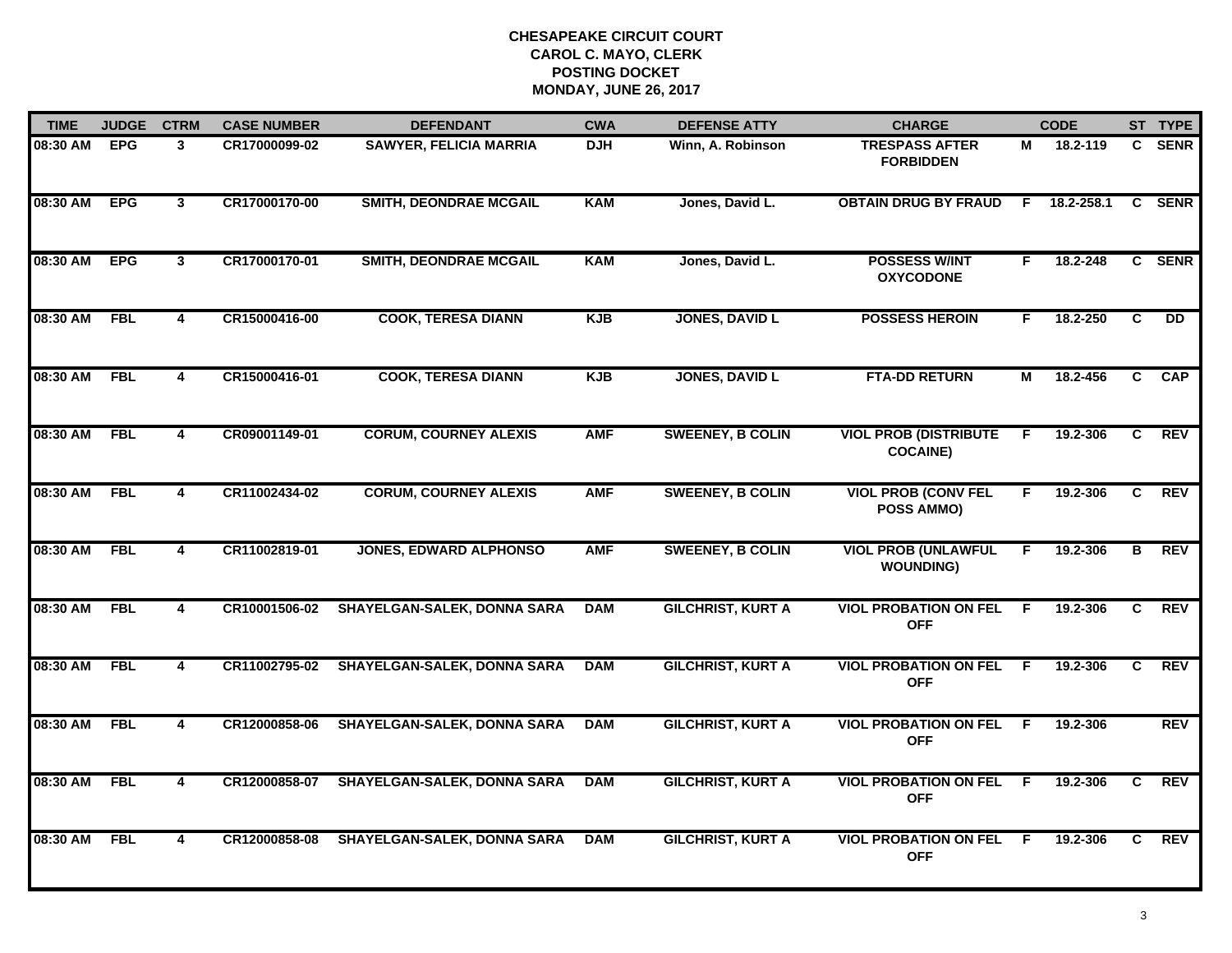# CHESAPEAKE CIRCUIT COURT
## CAROL C. MAYO, CLERK
## POSTING DOCKET
## MONDAY, JUNE 26, 2017

| TIME | JUDGE | CTRM | CASE NUMBER | DEFENDANT | CWA | DEFENSE ATTY | CHARGE | | CODE | ST | TYPE |
|---|---|---|---|---|---|---|---|---|---|---|---|
| 08:30 AM | EPG | 3 | CR17000099-02 | SAWYER, FELICIA MARRIA | DJH | Winn, A. Robinson | TRESPASS AFTER FORBIDDEN | M | 18.2-119 | C | SENR |
| 08:30 AM | EPG | 3 | CR17000170-00 | SMITH, DEONDRAE MCGAIL | KAM | Jones, David L. | OBTAIN DRUG BY FRAUD | F | 18.2-258.1 | C | SENR |
| 08:30 AM | EPG | 3 | CR17000170-01 | SMITH, DEONDRAE MCGAIL | KAM | Jones, David L. | POSSESS W/INT OXYCODONE | F | 18.2-248 | C | SENR |
| 08:30 AM | FBL | 4 | CR15000416-00 | COOK, TERESA DIANN | KJB | JONES, DAVID L | POSSESS HEROIN | F | 18.2-250 | C | DD |
| 08:30 AM | FBL | 4 | CR15000416-01 | COOK, TERESA DIANN | KJB | JONES, DAVID L | FTA-DD RETURN | M | 18.2-456 | C | CAP |
| 08:30 AM | FBL | 4 | CR09001149-01 | CORUM, COURNEY ALEXIS | AMF | SWEENEY, B COLIN | VIOL PROB (DISTRIBUTE COCAINE) | F | 19.2-306 | C | REV |
| 08:30 AM | FBL | 4 | CR11002434-02 | CORUM, COURNEY ALEXIS | AMF | SWEENEY, B COLIN | VIOL PROB (CONV FEL POSS AMMO) | F | 19.2-306 | C | REV |
| 08:30 AM | FBL | 4 | CR11002819-01 | JONES, EDWARD ALPHONSO | AMF | SWEENEY, B COLIN | VIOL PROB (UNLAWFUL WOUNDING) | F | 19.2-306 | B | REV |
| 08:30 AM | FBL | 4 | CR10001506-02 | SHAYELGAN-SALEK, DONNA SARA | DAM | GILCHRIST, KURT A | VIOL PROBATION ON FEL OFF | F | 19.2-306 | C | REV |
| 08:30 AM | FBL | 4 | CR11002795-02 | SHAYELGAN-SALEK, DONNA SARA | DAM | GILCHRIST, KURT A | VIOL PROBATION ON FEL OFF | F | 19.2-306 | C | REV |
| 08:30 AM | FBL | 4 | CR12000858-06 | SHAYELGAN-SALEK, DONNA SARA | DAM | GILCHRIST, KURT A | VIOL PROBATION ON FEL OFF | F | 19.2-306 | | REV |
| 08:30 AM | FBL | 4 | CR12000858-07 | SHAYELGAN-SALEK, DONNA SARA | DAM | GILCHRIST, KURT A | VIOL PROBATION ON FEL OFF | F | 19.2-306 | C | REV |
| 08:30 AM | FBL | 4 | CR12000858-08 | SHAYELGAN-SALEK, DONNA SARA | DAM | GILCHRIST, KURT A | VIOL PROBATION ON FEL OFF | F | 19.2-306 | C | REV |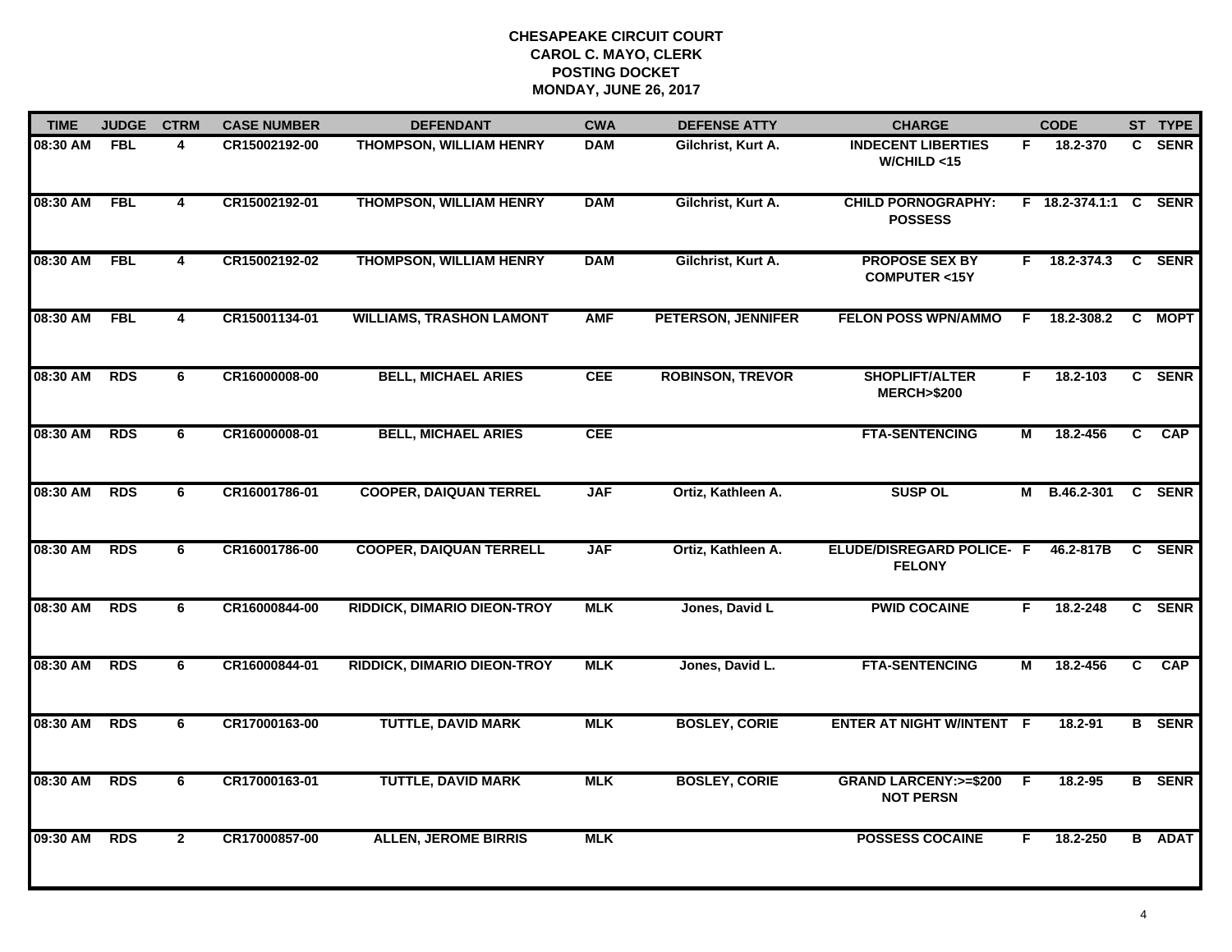**CHESAPEAKE CIRCUIT COURT**
**CAROL C. MAYO, CLERK**
**POSTING DOCKET**
**MONDAY, JUNE 26, 2017**

| TIME | JUDGE | CTRM | CASE NUMBER | DEFENDANT | CWA | DEFENSE ATTY | CHARGE | | CODE | ST | TYPE |
|---|---|---|---|---|---|---|---|---|---|---|---|
| 08:30 AM | FBL | 4 | CR15002192-00 | THOMPSON, WILLIAM HENRY | DAM | Gilchrist, Kurt A. | INDECENT LIBERTIES W/CHILD <15 | F | 18.2-370 | C | SENR |
| 08:30 AM | FBL | 4 | CR15002192-01 | THOMPSON, WILLIAM HENRY | DAM | Gilchrist, Kurt A. | CHILD PORNOGRAPHY: POSSESS | F | 18.2-374.1:1 | C | SENR |
| 08:30 AM | FBL | 4 | CR15002192-02 | THOMPSON, WILLIAM HENRY | DAM | Gilchrist, Kurt A. | PROPOSE SEX BY COMPUTER <15Y | F | 18.2-374.3 | C | SENR |
| 08:30 AM | FBL | 4 | CR15001134-01 | WILLIAMS, TRASHON LAMONT | AMF | PETERSON, JENNIFER | FELON POSS WPN/AMMO | F | 18.2-308.2 | C | MOPT |
| 08:30 AM | RDS | 6 | CR16000008-00 | BELL, MICHAEL ARIES | CEE | ROBINSON, TREVOR | SHOPLIFT/ALTER MERCH>$200 | F | 18.2-103 | C | SENR |
| 08:30 AM | RDS | 6 | CR16000008-01 | BELL, MICHAEL ARIES | CEE | | FTA-SENTENCING | M | 18.2-456 | C | CAP |
| 08:30 AM | RDS | 6 | CR16001786-01 | COOPER, DAIQUAN TERREL | JAF | Ortiz, Kathleen A. | SUSP OL | M | B.46.2-301 | C | SENR |
| 08:30 AM | RDS | 6 | CR16001786-00 | COOPER, DAIQUAN TERRELL | JAF | Ortiz, Kathleen A. | ELUDE/DISREGARD POLICE-FELONY | F | 46.2-817B | C | SENR |
| 08:30 AM | RDS | 6 | CR16000844-00 | RIDDICK, DIMARIO DIEON-TROY | MLK | Jones, David L | PWID COCAINE | F | 18.2-248 | C | SENR |
| 08:30 AM | RDS | 6 | CR16000844-01 | RIDDICK, DIMARIO DIEON-TROY | MLK | Jones, David L. | FTA-SENTENCING | M | 18.2-456 | C | CAP |
| 08:30 AM | RDS | 6 | CR17000163-00 | TUTTLE, DAVID MARK | MLK | BOSLEY, CORIE | ENTER AT NIGHT W/INTENT | F | 18.2-91 | B | SENR |
| 08:30 AM | RDS | 6 | CR17000163-01 | TUTTLE, DAVID MARK | MLK | BOSLEY, CORIE | GRAND LARCENY:>=$200 NOT PERSN | F | 18.2-95 | B | SENR |
| 09:30 AM | RDS | 2 | CR17000857-00 | ALLEN, JEROME BIRRIS | MLK | | POSSESS COCAINE | F | 18.2-250 | B | ADAT |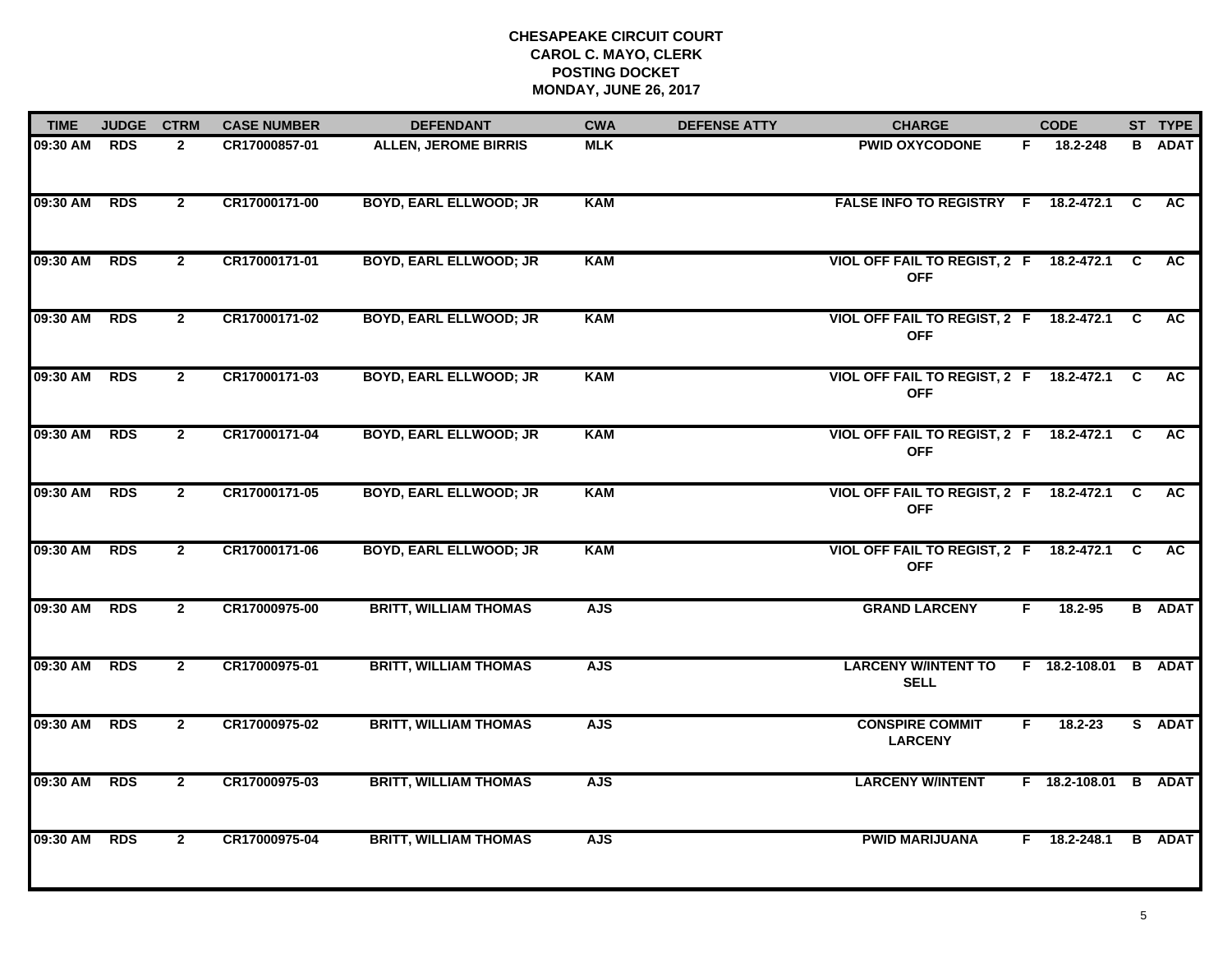# CHESAPEAKE CIRCUIT COURT
## CAROL C. MAYO, CLERK
## POSTING DOCKET
## MONDAY, JUNE 26, 2017

| TIME | JUDGE | CTRM | CASE NUMBER | DEFENDANT | CWA | DEFENSE ATTY | CHARGE | | CODE | ST | TYPE |
|---|---|---|---|---|---|---|---|---|---|---|---|
| 09:30 AM | RDS | 2 | CR17000857-01 | ALLEN, JEROME BIRRIS | MLK | | PWID OXYCODONE | F | 18.2-248 | B | ADAT |
| 09:30 AM | RDS | 2 | CR17000171-00 | BOYD, EARL ELLWOOD; JR | KAM | | FALSE INFO TO REGISTRY | F | 18.2-472.1 | C | AC |
| 09:30 AM | RDS | 2 | CR17000171-01 | BOYD, EARL ELLWOOD; JR | KAM | | VIOL OFF FAIL TO REGIST, 2 OFF | F | 18.2-472.1 | C | AC |
| 09:30 AM | RDS | 2 | CR17000171-02 | BOYD, EARL ELLWOOD; JR | KAM | | VIOL OFF FAIL TO REGIST, 2 OFF | F | 18.2-472.1 | C | AC |
| 09:30 AM | RDS | 2 | CR17000171-03 | BOYD, EARL ELLWOOD; JR | KAM | | VIOL OFF FAIL TO REGIST, 2 OFF | F | 18.2-472.1 | C | AC |
| 09:30 AM | RDS | 2 | CR17000171-04 | BOYD, EARL ELLWOOD; JR | KAM | | VIOL OFF FAIL TO REGIST, 2 OFF | F | 18.2-472.1 | C | AC |
| 09:30 AM | RDS | 2 | CR17000171-05 | BOYD, EARL ELLWOOD; JR | KAM | | VIOL OFF FAIL TO REGIST, 2 OFF | F | 18.2-472.1 | C | AC |
| 09:30 AM | RDS | 2 | CR17000171-06 | BOYD, EARL ELLWOOD; JR | KAM | | VIOL OFF FAIL TO REGIST, 2 OFF | F | 18.2-472.1 | C | AC |
| 09:30 AM | RDS | 2 | CR17000975-00 | BRITT, WILLIAM THOMAS | AJS | | GRAND LARCENY | F | 18.2-95 | B | ADAT |
| 09:30 AM | RDS | 2 | CR17000975-01 | BRITT, WILLIAM THOMAS | AJS | | LARCENY W/INTENT TO SELL | F | 18.2-108.01 | B | ADAT |
| 09:30 AM | RDS | 2 | CR17000975-02 | BRITT, WILLIAM THOMAS | AJS | | CONSPIRE COMMIT LARCENY | F | 18.2-23 | S | ADAT |
| 09:30 AM | RDS | 2 | CR17000975-03 | BRITT, WILLIAM THOMAS | AJS | | LARCENY W/INTENT | F | 18.2-108.01 | B | ADAT |
| 09:30 AM | RDS | 2 | CR17000975-04 | BRITT, WILLIAM THOMAS | AJS | | PWID MARIJUANA | F | 18.2-248.1 | B | ADAT |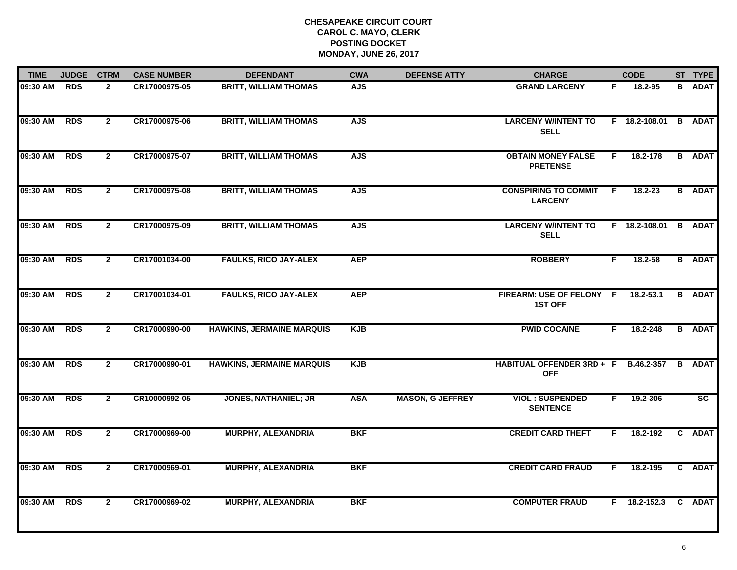**CHESAPEAKE CIRCUIT COURT**
**CAROL C. MAYO, CLERK**
**POSTING DOCKET**
**MONDAY, JUNE 26, 2017**

| TIME | JUDGE | CTRM | CASE NUMBER | DEFENDANT | CWA | DEFENSE ATTY | CHARGE | | CODE | ST | TYPE |
|---|---|---|---|---|---|---|---|---|---|---|---|
| 09:30 AM | RDS | 2 | CR17000975-05 | BRITT, WILLIAM THOMAS | AJS | | GRAND LARCENY | F | 18.2-95 | B | ADAT |
| 09:30 AM | RDS | 2 | CR17000975-06 | BRITT, WILLIAM THOMAS | AJS | | LARCENY W/INTENT TO SELL | F | 18.2-108.01 | B | ADAT |
| 09:30 AM | RDS | 2 | CR17000975-07 | BRITT, WILLIAM THOMAS | AJS | | OBTAIN MONEY FALSE PRETENSE | F | 18.2-178 | B | ADAT |
| 09:30 AM | RDS | 2 | CR17000975-08 | BRITT, WILLIAM THOMAS | AJS | | CONSPIRING TO COMMIT LARCENY | F | 18.2-23 | B | ADAT |
| 09:30 AM | RDS | 2 | CR17000975-09 | BRITT, WILLIAM THOMAS | AJS | | LARCENY W/INTENT TO SELL | F | 18.2-108.01 | B | ADAT |
| 09:30 AM | RDS | 2 | CR17001034-00 | FAULKS, RICO JAY-ALEX | AEP | | ROBBERY | F | 18.2-58 | B | ADAT |
| 09:30 AM | RDS | 2 | CR17001034-01 | FAULKS, RICO JAY-ALEX | AEP | | FIREARM: USE OF FELONY 1ST OFF | F | 18.2-53.1 | B | ADAT |
| 09:30 AM | RDS | 2 | CR17000990-00 | HAWKINS, JERMAINE MARQUIS | KJB | | PWID COCAINE | F | 18.2-248 | B | ADAT |
| 09:30 AM | RDS | 2 | CR17000990-01 | HAWKINS, JERMAINE MARQUIS | KJB | | HABITUAL OFFENDER 3RD + OFF | F | B.46.2-357 | B | ADAT |
| 09:30 AM | RDS | 2 | CR10000992-05 | JONES, NATHANIEL; JR | ASA | MASON, G JEFFREY | VIOL : SUSPENDED SENTENCE | F | 19.2-306 | | SC |
| 09:30 AM | RDS | 2 | CR17000969-00 | MURPHY, ALEXANDRIA | BKF | | CREDIT CARD THEFT | F | 18.2-192 | C | ADAT |
| 09:30 AM | RDS | 2 | CR17000969-01 | MURPHY, ALEXANDRIA | BKF | | CREDIT CARD FRAUD | F | 18.2-195 | C | ADAT |
| 09:30 AM | RDS | 2 | CR17000969-02 | MURPHY, ALEXANDRIA | BKF | | COMPUTER FRAUD | F | 18.2-152.3 | C | ADAT |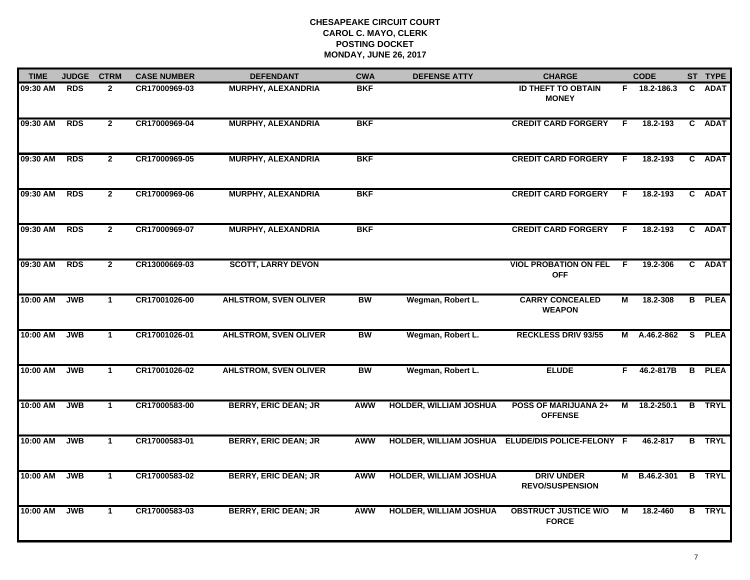# CHESAPEAKE CIRCUIT COURT
## CAROL C. MAYO, CLERK
## POSTING DOCKET
## MONDAY, JUNE 26, 2017

| TIME | JUDGE | CTRM | CASE NUMBER | DEFENDANT | CWA | DEFENSE ATTY | CHARGE | | CODE | ST | TYPE |
|---|---|---|---|---|---|---|---|---|---|---|---|
| 09:30 AM | RDS | 2 | CR17000969-03 | MURPHY, ALEXANDRIA | BKF | | ID THEFT TO OBTAIN MONEY | F | 18.2-186.3 | C | ADAT |
| 09:30 AM | RDS | 2 | CR17000969-04 | MURPHY, ALEXANDRIA | BKF | | CREDIT CARD FORGERY | F | 18.2-193 | C | ADAT |
| 09:30 AM | RDS | 2 | CR17000969-05 | MURPHY, ALEXANDRIA | BKF | | CREDIT CARD FORGERY | F | 18.2-193 | C | ADAT |
| 09:30 AM | RDS | 2 | CR17000969-06 | MURPHY, ALEXANDRIA | BKF | | CREDIT CARD FORGERY | F | 18.2-193 | C | ADAT |
| 09:30 AM | RDS | 2 | CR17000969-07 | MURPHY, ALEXANDRIA | BKF | | CREDIT CARD FORGERY | F | 18.2-193 | C | ADAT |
| 09:30 AM | RDS | 2 | CR13000669-03 | SCOTT, LARRY DEVON | | | VIOL PROBATION ON FEL OFF | F | 19.2-306 | C | ADAT |
| 10:00 AM | JWB | 1 | CR17001026-00 | AHLSTROM, SVEN OLIVER | BW | Wegman, Robert L. | CARRY CONCEALED WEAPON | M | 18.2-308 | B | PLEA |
| 10:00 AM | JWB | 1 | CR17001026-01 | AHLSTROM, SVEN OLIVER | BW | Wegman, Robert L. | RECKLESS DRIV 93/55 | M | A.46.2-862 | S | PLEA |
| 10:00 AM | JWB | 1 | CR17001026-02 | AHLSTROM, SVEN OLIVER | BW | Wegman, Robert L. | ELUDE | F | 46.2-817B | B | PLEA |
| 10:00 AM | JWB | 1 | CR17000583-00 | BERRY, ERIC DEAN; JR | AWW | HOLDER, WILLIAM JOSHUA | POSS OF MARIJUANA 2+ OFFENSE | M | 18.2-250.1 | B | TRYL |
| 10:00 AM | JWB | 1 | CR17000583-01 | BERRY, ERIC DEAN; JR | AWW | HOLDER, WILLIAM JOSHUA | ELUDE/DIS POLICE-FELONY | F | 46.2-817 | B | TRYL |
| 10:00 AM | JWB | 1 | CR17000583-02 | BERRY, ERIC DEAN; JR | AWW | HOLDER, WILLIAM JOSHUA | DRIV UNDER REVO/SUSPENSION | M | B.46.2-301 | B | TRYL |
| 10:00 AM | JWB | 1 | CR17000583-03 | BERRY, ERIC DEAN; JR | AWW | HOLDER, WILLIAM JOSHUA | OBSTRUCT JUSTICE W/O FORCE | M | 18.2-460 | B | TRYL |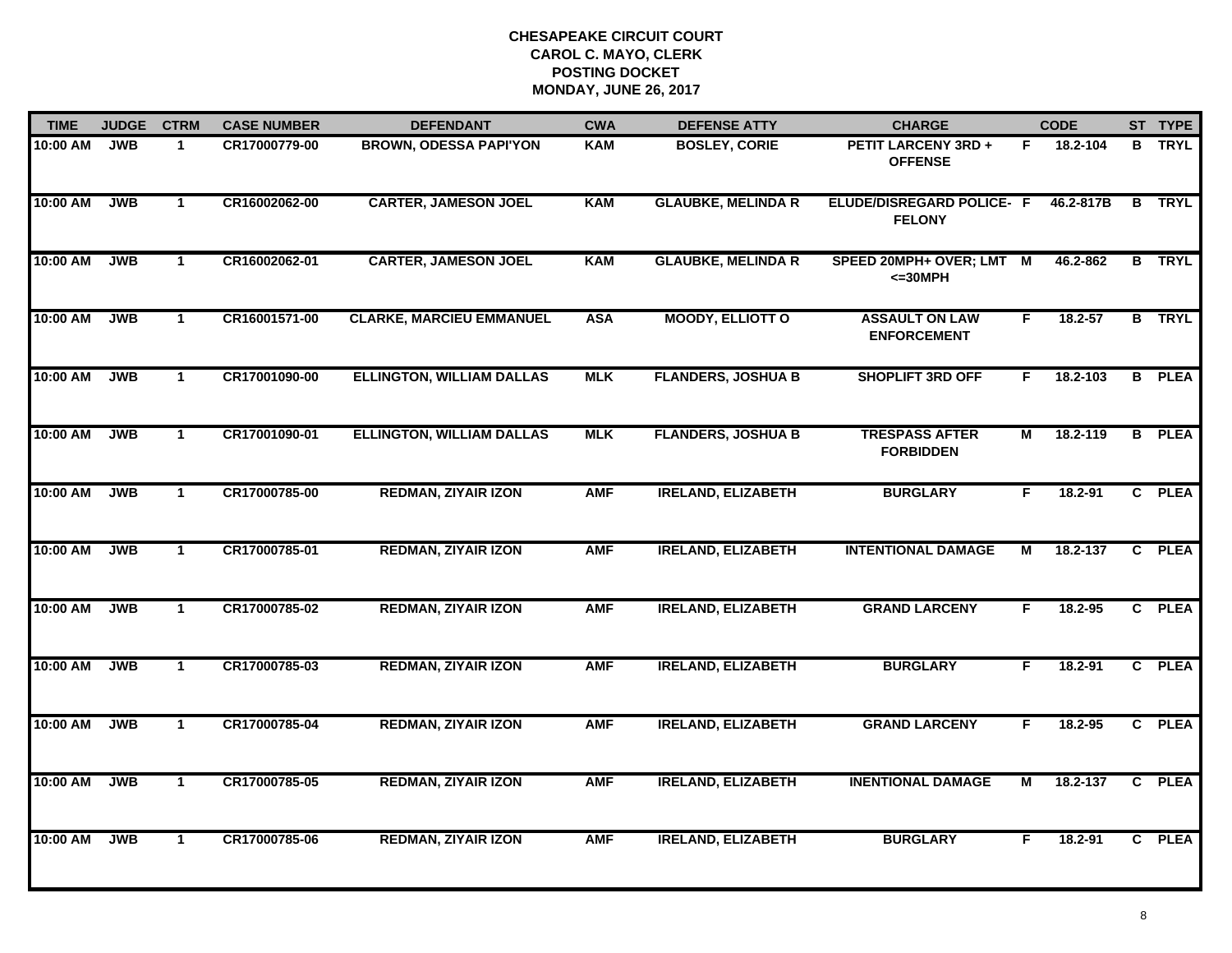# CHESAPEAKE CIRCUIT COURT
## CAROL C. MAYO, CLERK
## POSTING DOCKET
## MONDAY, JUNE 26, 2017

| TIME | JUDGE | CTRM | CASE NUMBER | DEFENDANT | CWA | DEFENSE ATTY | CHARGE | | CODE | ST | TYPE |
|---|---|---|---|---|---|---|---|---|---|---|---|
| 10:00 AM | JWB | 1 | CR17000779-00 | BROWN, ODESSA PAPI'YON | KAM | BOSLEY, CORIE | PETIT LARCENY 3RD + OFFENSE | F | 18.2-104 | B | TRYL |
| 10:00 AM | JWB | 1 | CR16002062-00 | CARTER, JAMESON JOEL | KAM | GLAUBKE, MELINDA R | ELUDE/DISREGARD POLICE- FELONY | F | 46.2-817B | B | TRYL |
| 10:00 AM | JWB | 1 | CR16002062-01 | CARTER, JAMESON JOEL | KAM | GLAUBKE, MELINDA R | SPEED 20MPH+ OVER; LMT <=30MPH | M | 46.2-862 | B | TRYL |
| 10:00 AM | JWB | 1 | CR16001571-00 | CLARKE, MARCIEU EMMANUEL | ASA | MOODY, ELLIOTT O | ASSAULT ON LAW ENFORCEMENT | F | 18.2-57 | B | TRYL |
| 10:00 AM | JWB | 1 | CR17001090-00 | ELLINGTON, WILLIAM DALLAS | MLK | FLANDERS, JOSHUA B | SHOPLIFT 3RD OFF | F | 18.2-103 | B | PLEA |
| 10:00 AM | JWB | 1 | CR17001090-01 | ELLINGTON, WILLIAM DALLAS | MLK | FLANDERS, JOSHUA B | TRESPASS AFTER FORBIDDEN | M | 18.2-119 | B | PLEA |
| 10:00 AM | JWB | 1 | CR17000785-00 | REDMAN, ZIYAIR IZON | AMF | IRELAND, ELIZABETH | BURGLARY | F | 18.2-91 | C | PLEA |
| 10:00 AM | JWB | 1 | CR17000785-01 | REDMAN, ZIYAIR IZON | AMF | IRELAND, ELIZABETH | INTENTIONAL DAMAGE | M | 18.2-137 | C | PLEA |
| 10:00 AM | JWB | 1 | CR17000785-02 | REDMAN, ZIYAIR IZON | AMF | IRELAND, ELIZABETH | GRAND LARCENY | F | 18.2-95 | C | PLEA |
| 10:00 AM | JWB | 1 | CR17000785-03 | REDMAN, ZIYAIR IZON | AMF | IRELAND, ELIZABETH | BURGLARY | F | 18.2-91 | C | PLEA |
| 10:00 AM | JWB | 1 | CR17000785-04 | REDMAN, ZIYAIR IZON | AMF | IRELAND, ELIZABETH | GRAND LARCENY | F | 18.2-95 | C | PLEA |
| 10:00 AM | JWB | 1 | CR17000785-05 | REDMAN, ZIYAIR IZON | AMF | IRELAND, ELIZABETH | INENTIONAL DAMAGE | M | 18.2-137 | C | PLEA |
| 10:00 AM | JWB | 1 | CR17000785-06 | REDMAN, ZIYAIR IZON | AMF | IRELAND, ELIZABETH | BURGLARY | F | 18.2-91 | C | PLEA |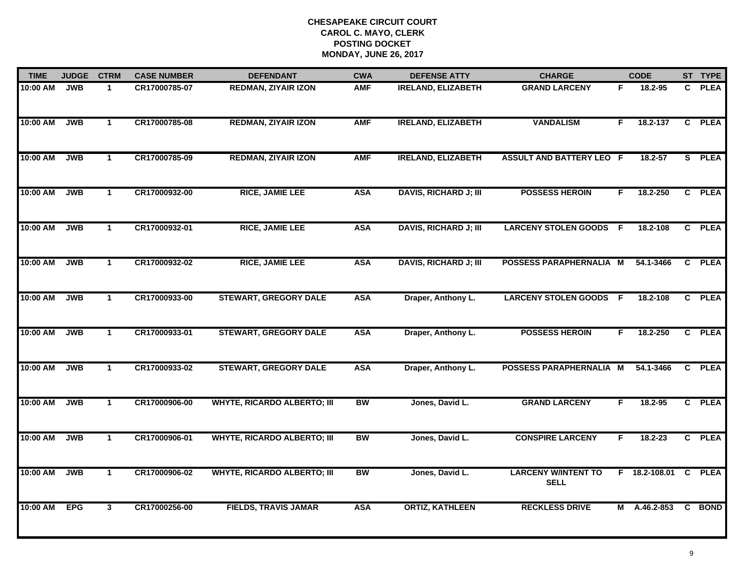**CHESAPEAKE CIRCUIT COURT**
**CAROL C. MAYO, CLERK**
**POSTING DOCKET**
**MONDAY, JUNE 26, 2017**

| TIME | JUDGE | CTRM | CASE NUMBER | DEFENDANT | CWA | DEFENSE ATTY | CHARGE | | CODE | ST | TYPE |
|---|---|---|---|---|---|---|---|---|---|---|---|
| 10:00 AM | JWB | 1 | CR17000785-07 | REDMAN, ZIYAIR IZON | AMF | IRELAND, ELIZABETH | GRAND LARCENY | F | 18.2-95 | C | PLEA |
| 10:00 AM | JWB | 1 | CR17000785-08 | REDMAN, ZIYAIR IZON | AMF | IRELAND, ELIZABETH | VANDALISM | F | 18.2-137 | C | PLEA |
| 10:00 AM | JWB | 1 | CR17000785-09 | REDMAN, ZIYAIR IZON | AMF | IRELAND, ELIZABETH | ASSULT AND BATTERY LEO | F | 18.2-57 | S | PLEA |
| 10:00 AM | JWB | 1 | CR17000932-00 | RICE, JAMIE LEE | ASA | DAVIS, RICHARD J; III | POSSESS HEROIN | F | 18.2-250 | C | PLEA |
| 10:00 AM | JWB | 1 | CR17000932-01 | RICE, JAMIE LEE | ASA | DAVIS, RICHARD J; III | LARCENY STOLEN GOODS | F | 18.2-108 | C | PLEA |
| 10:00 AM | JWB | 1 | CR17000932-02 | RICE, JAMIE LEE | ASA | DAVIS, RICHARD J; III | POSSESS PARAPHERNALIA | M | 54.1-3466 | C | PLEA |
| 10:00 AM | JWB | 1 | CR17000933-00 | STEWART, GREGORY DALE | ASA | Draper, Anthony L. | LARCENY STOLEN GOODS | F | 18.2-108 | C | PLEA |
| 10:00 AM | JWB | 1 | CR17000933-01 | STEWART, GREGORY DALE | ASA | Draper, Anthony L. | POSSESS HEROIN | F | 18.2-250 | C | PLEA |
| 10:00 AM | JWB | 1 | CR17000933-02 | STEWART, GREGORY DALE | ASA | Draper, Anthony L. | POSSESS PARAPHERNALIA | M | 54.1-3466 | C | PLEA |
| 10:00 AM | JWB | 1 | CR17000906-00 | WHYTE, RICARDO ALBERTO; III | BW | Jones, David L. | GRAND LARCENY | F | 18.2-95 | C | PLEA |
| 10:00 AM | JWB | 1 | CR17000906-01 | WHYTE, RICARDO ALBERTO; III | BW | Jones, David L. | CONSPIRE LARCENY | F | 18.2-23 | C | PLEA |
| 10:00 AM | JWB | 1 | CR17000906-02 | WHYTE, RICARDO ALBERTO; III | BW | Jones, David L. | LARCENY W/INTENT TO SELL | F | 18.2-108.01 | C | PLEA |
| 10:00 AM | EPG | 3 | CR17000256-00 | FIELDS, TRAVIS JAMAR | ASA | ORTIZ, KATHLEEN | RECKLESS DRIVE | M | A.46.2-853 | C | BOND |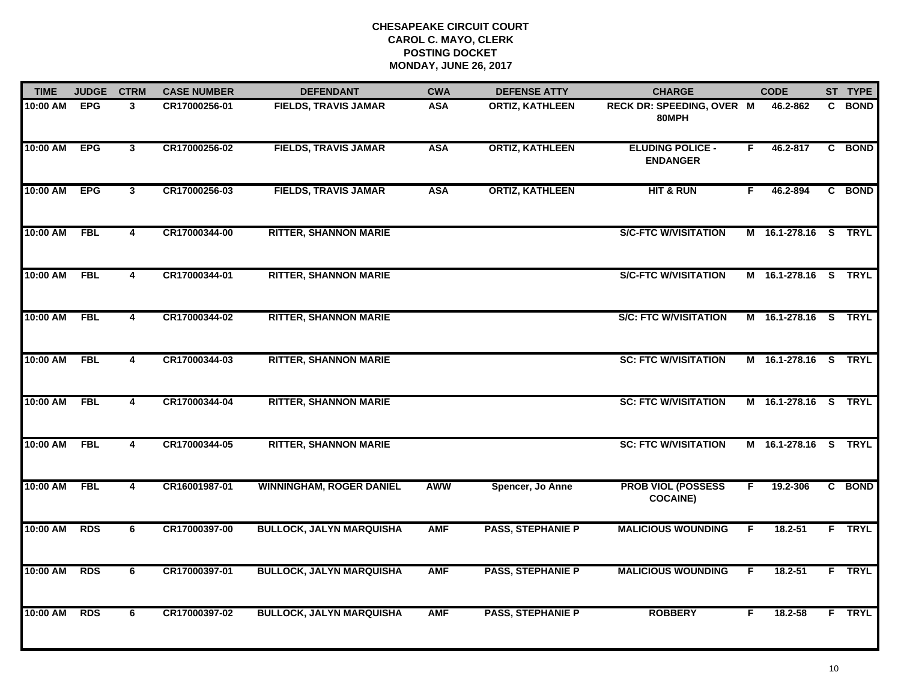**CHESAPEAKE CIRCUIT COURT**
**CAROL C. MAYO, CLERK**
**POSTING DOCKET**
**MONDAY, JUNE 26, 2017**

| TIME | JUDGE | CTRM | CASE NUMBER | DEFENDANT | CWA | DEFENSE ATTY | CHARGE | | CODE | ST | TYPE |
|---|---|---|---|---|---|---|---|---|---|---|---|
| 10:00 AM | EPG | 3 | CR17000256-01 | FIELDS, TRAVIS JAMAR | ASA | ORTIZ, KATHLEEN | RECK DR: SPEEDING, OVER 80MPH | M | 46.2-862 | C | BOND |
| 10:00 AM | EPG | 3 | CR17000256-02 | FIELDS, TRAVIS JAMAR | ASA | ORTIZ, KATHLEEN | ELUDING POLICE - ENDANGER | F | 46.2-817 | C | BOND |
| 10:00 AM | EPG | 3 | CR17000256-03 | FIELDS, TRAVIS JAMAR | ASA | ORTIZ, KATHLEEN | HIT & RUN | F | 46.2-894 | C | BOND |
| 10:00 AM | FBL | 4 | CR17000344-00 | RITTER, SHANNON MARIE | | | S/C-FTC W/VISITATION | M | 16.1-278.16 | S | TRYL |
| 10:00 AM | FBL | 4 | CR17000344-01 | RITTER, SHANNON MARIE | | | S/C-FTC W/VISITATION | M | 16.1-278.16 | S | TRYL |
| 10:00 AM | FBL | 4 | CR17000344-02 | RITTER, SHANNON MARIE | | | S/C: FTC W/VISITATION | M | 16.1-278.16 | S | TRYL |
| 10:00 AM | FBL | 4 | CR17000344-03 | RITTER, SHANNON MARIE | | | SC: FTC W/VISITATION | M | 16.1-278.16 | S | TRYL |
| 10:00 AM | FBL | 4 | CR17000344-04 | RITTER, SHANNON MARIE | | | SC: FTC W/VISITATION | M | 16.1-278.16 | S | TRYL |
| 10:00 AM | FBL | 4 | CR17000344-05 | RITTER, SHANNON MARIE | | | SC: FTC W/VISITATION | M | 16.1-278.16 | S | TRYL |
| 10:00 AM | FBL | 4 | CR16001987-01 | WINNINGHAM, ROGER DANIEL | AWW | Spencer, Jo Anne | PROB VIOL (POSSESS COCAINE) | F | 19.2-306 | C | BOND |
| 10:00 AM | RDS | 6 | CR17000397-00 | BULLOCK, JALYN MARQUISHA | AMF | PASS, STEPHANIE P | MALICIOUS WOUNDING | F | 18.2-51 | F | TRYL |
| 10:00 AM | RDS | 6 | CR17000397-01 | BULLOCK, JALYN MARQUISHA | AMF | PASS, STEPHANIE P | MALICIOUS WOUNDING | F | 18.2-51 | F | TRYL |
| 10:00 AM | RDS | 6 | CR17000397-02 | BULLOCK, JALYN MARQUISHA | AMF | PASS, STEPHANIE P | ROBBERY | F | 18.2-58 | F | TRYL |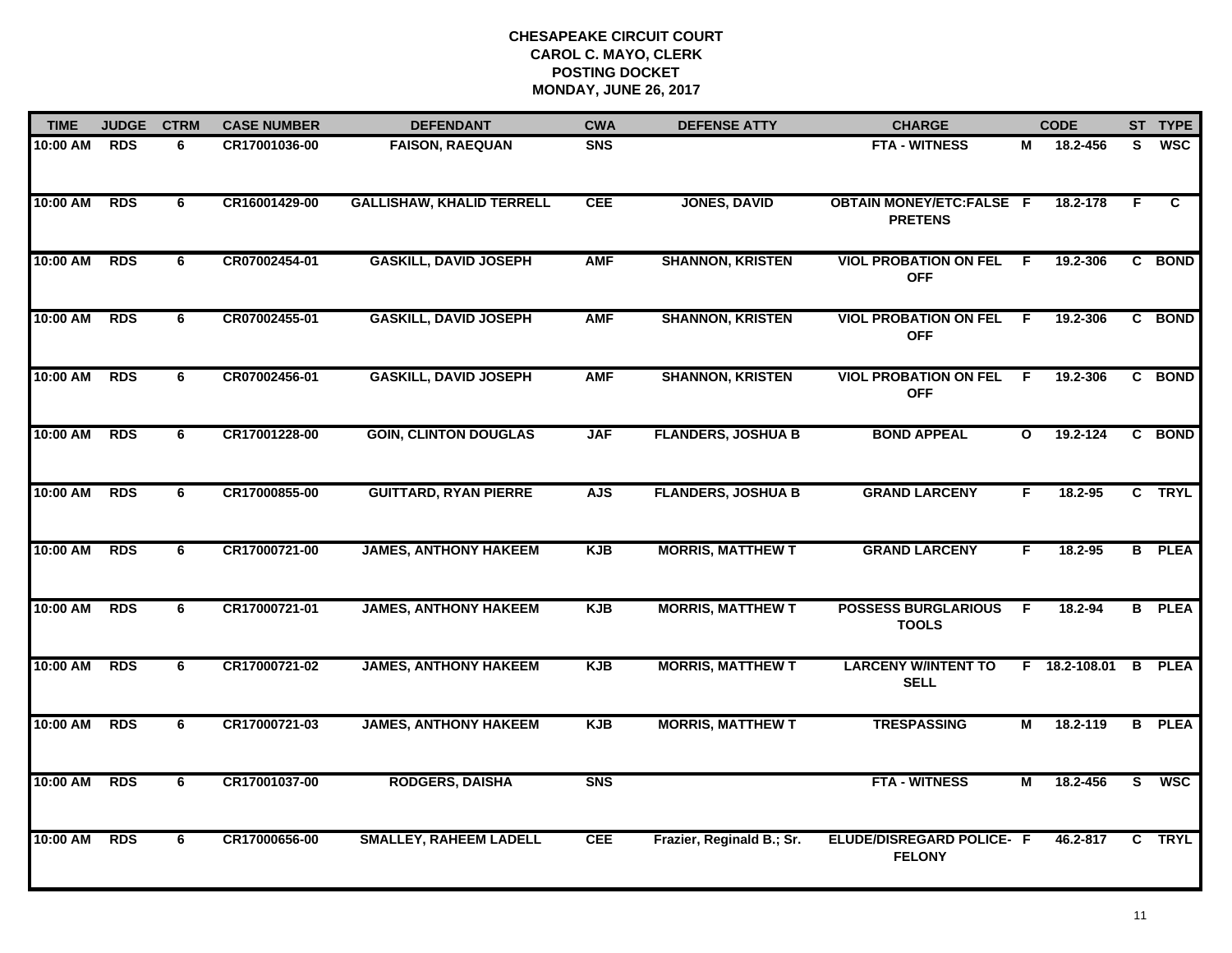**CHESAPEAKE CIRCUIT COURT**
**CAROL C. MAYO, CLERK**
**POSTING DOCKET**
**MONDAY, JUNE 26, 2017**

| TIME | JUDGE | CTRM | CASE NUMBER | DEFENDANT | CWA | DEFENSE ATTY | CHARGE | | CODE | ST | TYPE |
|---|---|---|---|---|---|---|---|---|---|---|---|
| 10:00 AM | RDS | 6 | CR17001036-00 | FAISON, RAEQUAN | SNS | | FTA - WITNESS | M | 18.2-456 | S | WSC |
| 10:00 AM | RDS | 6 | CR16001429-00 | GALLISHAW, KHALID TERRELL | CEE | JONES, DAVID | OBTAIN MONEY/ETC:FALSE PRETENS | F | 18.2-178 | F | C |
| 10:00 AM | RDS | 6 | CR07002454-01 | GASKILL, DAVID JOSEPH | AMF | SHANNON, KRISTEN | VIOL PROBATION ON FEL OFF | F | 19.2-306 | C | BOND |
| 10:00 AM | RDS | 6 | CR07002455-01 | GASKILL, DAVID JOSEPH | AMF | SHANNON, KRISTEN | VIOL PROBATION ON FEL OFF | F | 19.2-306 | C | BOND |
| 10:00 AM | RDS | 6 | CR07002456-01 | GASKILL, DAVID JOSEPH | AMF | SHANNON, KRISTEN | VIOL PROBATION ON FEL OFF | F | 19.2-306 | C | BOND |
| 10:00 AM | RDS | 6 | CR17001228-00 | GOIN, CLINTON DOUGLAS | JAF | FLANDERS, JOSHUA B | BOND APPEAL | O | 19.2-124 | C | BOND |
| 10:00 AM | RDS | 6 | CR17000855-00 | GUITTARD, RYAN PIERRE | AJS | FLANDERS, JOSHUA B | GRAND LARCENY | F | 18.2-95 | C | TRYL |
| 10:00 AM | RDS | 6 | CR17000721-00 | JAMES, ANTHONY HAKEEM | KJB | MORRIS, MATTHEW T | GRAND LARCENY | F | 18.2-95 | B | PLEA |
| 10:00 AM | RDS | 6 | CR17000721-01 | JAMES, ANTHONY HAKEEM | KJB | MORRIS, MATTHEW T | POSSESS BURGLARIOUS TOOLS | F | 18.2-94 | B | PLEA |
| 10:00 AM | RDS | 6 | CR17000721-02 | JAMES, ANTHONY HAKEEM | KJB | MORRIS, MATTHEW T | LARCENY W/INTENT TO SELL | F | 18.2-108.01 | B | PLEA |
| 10:00 AM | RDS | 6 | CR17000721-03 | JAMES, ANTHONY HAKEEM | KJB | MORRIS, MATTHEW T | TRESPASSING | M | 18.2-119 | B | PLEA |
| 10:00 AM | RDS | 6 | CR17001037-00 | RODGERS, DAISHA | SNS | | FTA - WITNESS | M | 18.2-456 | S | WSC |
| 10:00 AM | RDS | 6 | CR17000656-00 | SMALLEY, RAHEEM LADELL | CEE | Frazier, Reginald B.; Sr. | ELUDE/DISREGARD POLICE-FELONY | F | 46.2-817 | C | TRYL |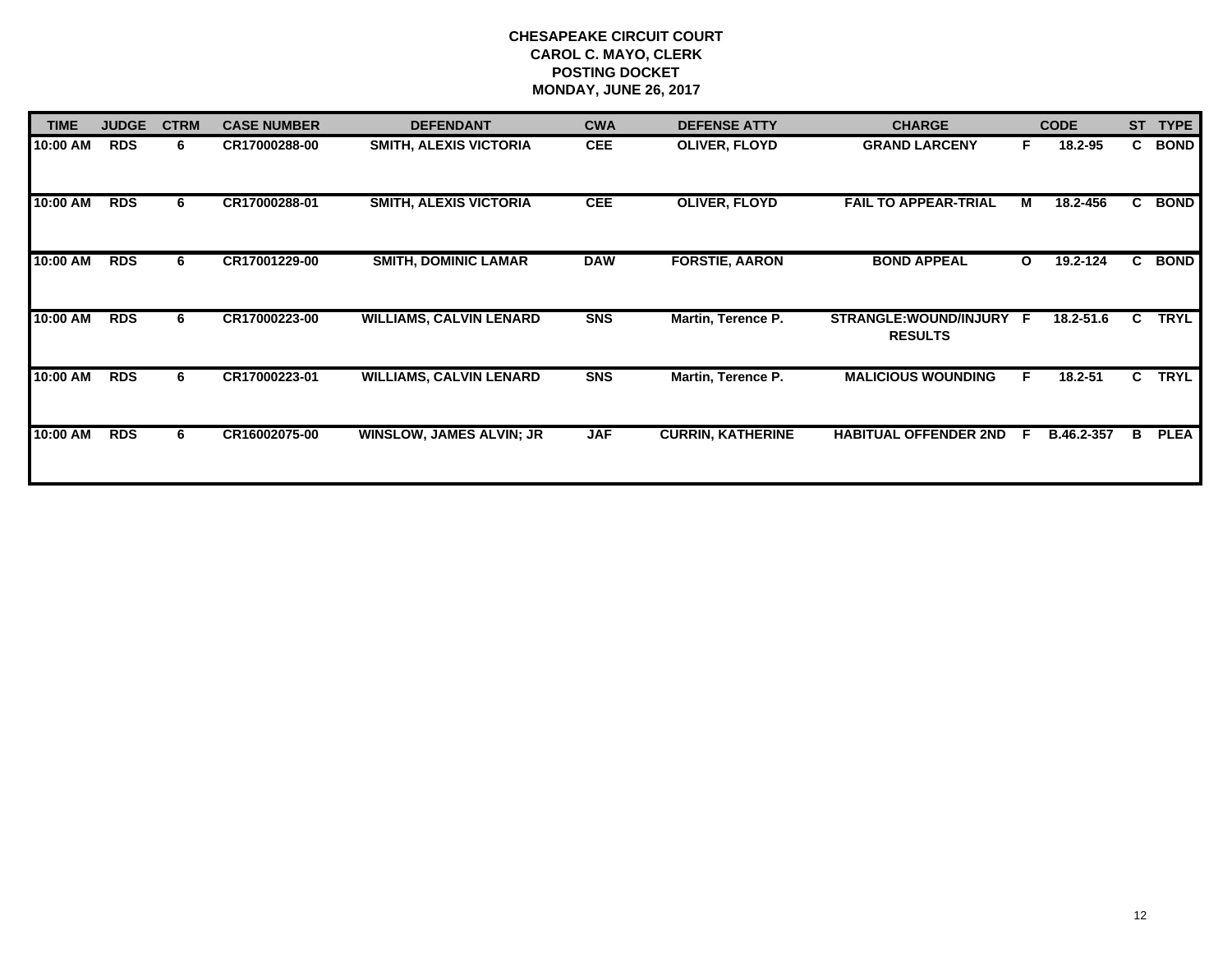# CHESAPEAKE CIRCUIT COURT
## CAROL C. MAYO, CLERK
## POSTING DOCKET
## MONDAY, JUNE 26, 2017

| TIME | JUDGE | CTRM | CASE NUMBER | DEFENDANT | CWA | DEFENSE ATTY | CHARGE | | CODE | ST | TYPE |
|---|---|---|---|---|---|---|---|---|---|---|---|
| 10:00 AM | RDS | 6 | CR17000288-00 | SMITH, ALEXIS VICTORIA | CEE | OLIVER, FLOYD | GRAND LARCENY | F | 18.2-95 | C | BOND |
| 10:00 AM | RDS | 6 | CR17000288-01 | SMITH, ALEXIS VICTORIA | CEE | OLIVER, FLOYD | FAIL TO APPEAR-TRIAL | M | 18.2-456 | C | BOND |
| 10:00 AM | RDS | 6 | CR17001229-00 | SMITH, DOMINIC LAMAR | DAW | FORSTIE, AARON | BOND APPEAL | O | 19.2-124 | C | BOND |
| 10:00 AM | RDS | 6 | CR17000223-00 | WILLIAMS, CALVIN LENARD | SNS | Martin, Terence P. | STRANGLE:WOUND/INJURY RESULTS | F | 18.2-51.6 | C | TRYL |
| 10:00 AM | RDS | 6 | CR17000223-01 | WILLIAMS, CALVIN LENARD | SNS | Martin, Terence P. | MALICIOUS WOUNDING | F | 18.2-51 | C | TRYL |
| 10:00 AM | RDS | 6 | CR16002075-00 | WINSLOW, JAMES ALVIN; JR | JAF | CURRIN, KATHERINE | HABITUAL OFFENDER 2ND | F | B.46.2-357 | B | PLEA |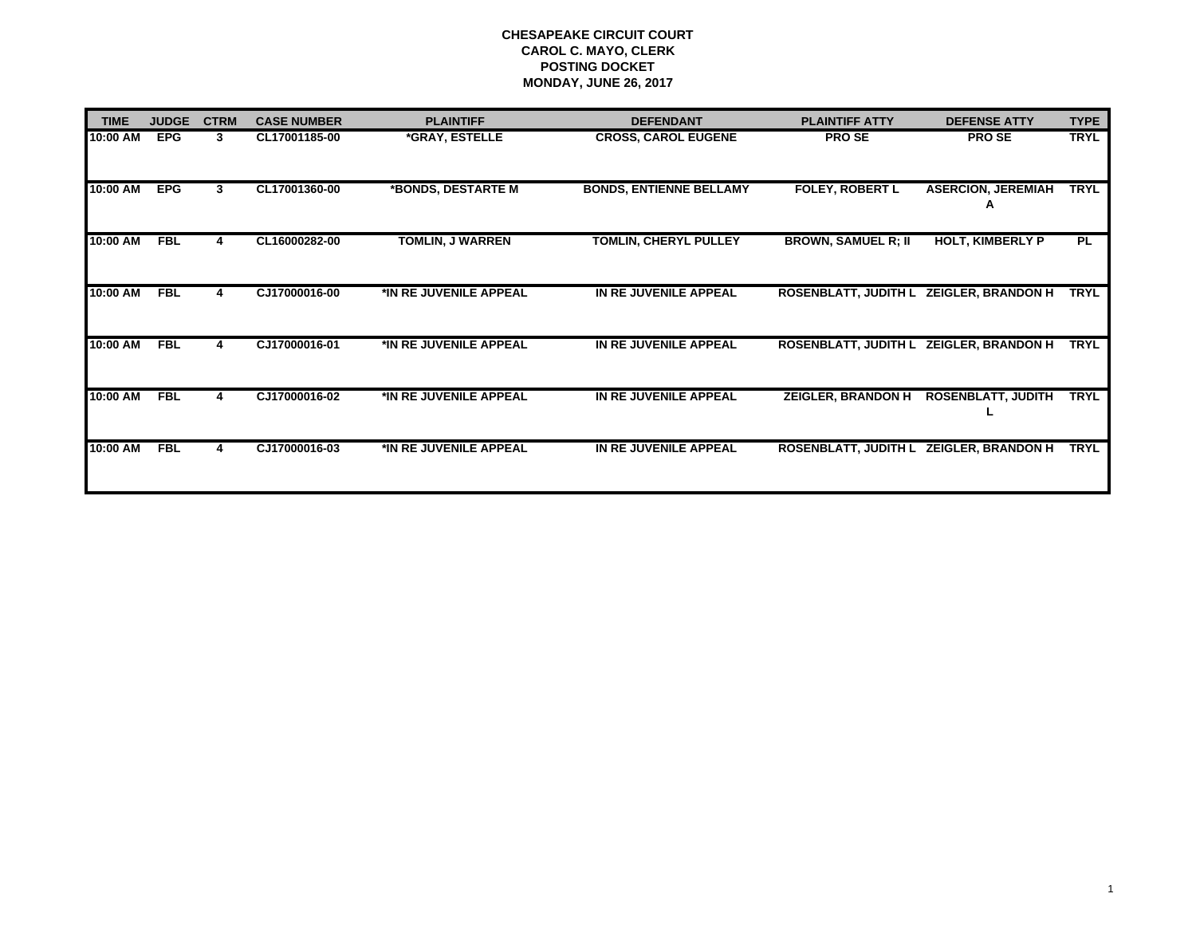**CHESAPEAKE CIRCUIT COURT**
**CAROL C. MAYO, CLERK**
**POSTING DOCKET**
**MONDAY, JUNE 26, 2017**

| TIME | JUDGE | CTRM | CASE NUMBER | PLAINTIFF | DEFENDANT | PLAINTIFF ATTY | DEFENSE ATTY | TYPE |
|---|---|---|---|---|---|---|---|---|
| 10:00 AM | EPG | 3 | CL17001185-00 | *GRAY, ESTELLE | CROSS, CAROL EUGENE | PRO SE | PRO SE | TRYL |
| 10:00 AM | EPG | 3 | CL17001360-00 | *BONDS, DESTARTE M | BONDS, ENTIENNE BELLAMY | FOLEY, ROBERT L | ASERCION, JEREMIAH A | TRYL |
| 10:00 AM | FBL | 4 | CL16000282-00 | TOMLIN, J WARREN | TOMLIN, CHERYL PULLEY | BROWN, SAMUEL R; II | HOLT, KIMBERLY P | PL |
| 10:00 AM | FBL | 4 | CJ17000016-00 | *IN RE JUVENILE APPEAL | IN RE JUVENILE APPEAL | ROSENBLATT, JUDITH L | ZEIGLER, BRANDON H | TRYL |
| 10:00 AM | FBL | 4 | CJ17000016-01 | *IN RE JUVENILE APPEAL | IN RE JUVENILE APPEAL | ROSENBLATT, JUDITH L | ZEIGLER, BRANDON H | TRYL |
| 10:00 AM | FBL | 4 | CJ17000016-02 | *IN RE JUVENILE APPEAL | IN RE JUVENILE APPEAL | ZEIGLER, BRANDON H | ROSENBLATT, JUDITH L | TRYL |
| 10:00 AM | FBL | 4 | CJ17000016-03 | *IN RE JUVENILE APPEAL | IN RE JUVENILE APPEAL | ROSENBLATT, JUDITH L | ZEIGLER, BRANDON H | TRYL |